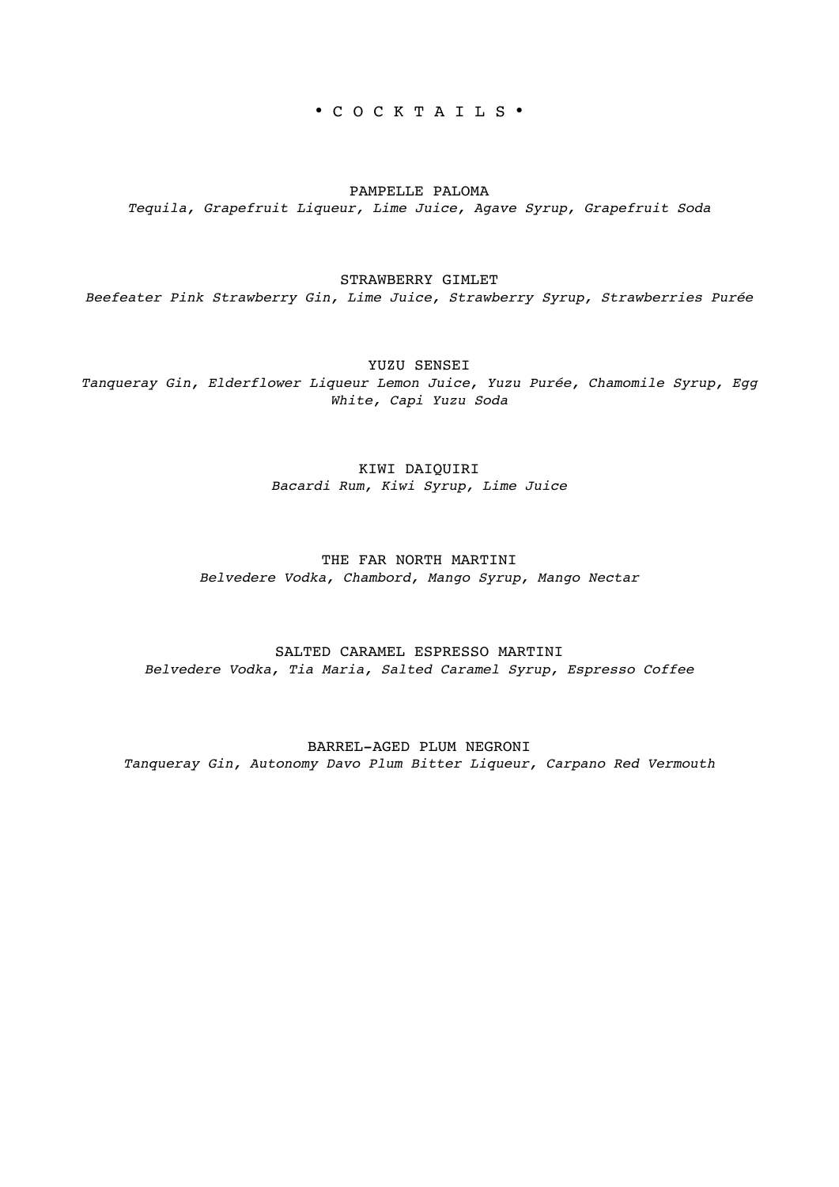# • C O C K T A I L S •

### PAMPELLE PALOMA
*Tequila, Grapefruit Liqueur, Lime Juice, Agave Syrup, Grapefruit Soda*

### STRAWBERRY GIMLET
*Beefeater Pink Strawberry Gin, Lime Juice, Strawberry Syrup, Strawberries Purée*

### YUZU SENSEI
*Tanqueray Gin, Elderflower Liqueur Lemon Juice, Yuzu Purée, Chamomile Syrup, Egg White, Capi Yuzu Soda*

### KIWI DAIQUIRI
*Bacardi Rum, Kiwi Syrup, Lime Juice*

### THE FAR NORTH MARTINI
*Belvedere Vodka, Chambord, Mango Syrup, Mango Nectar*

### SALTED CARAMEL ESPRESSO MARTINI
*Belvedere Vodka, Tia Maria, Salted Caramel Syrup, Espresso Coffee*

### BARREL-AGED PLUM NEGRONI
*Tanqueray Gin, Autonomy Davo Plum Bitter Liqueur, Carpano Red Vermouth*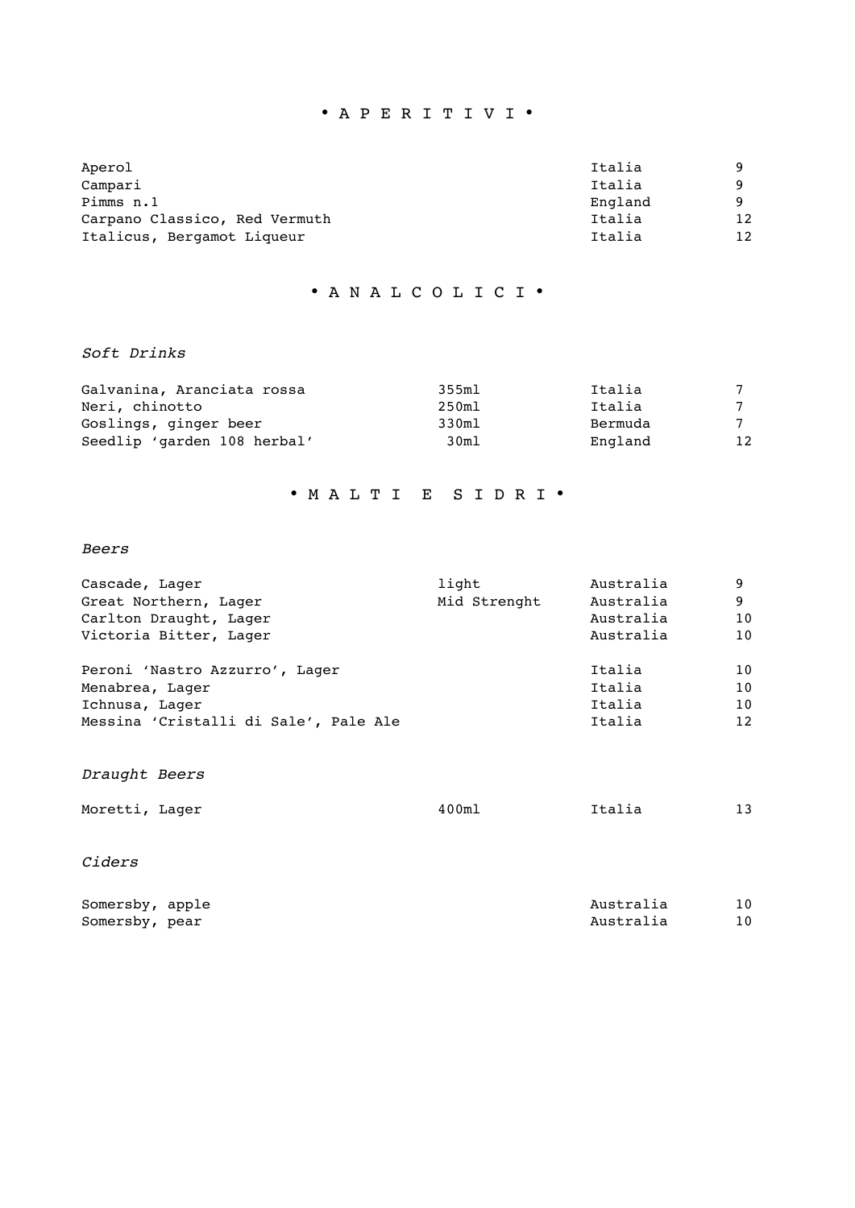# • A P E R I T I V I •

| | | |
|---|---|---|
| Aperol | Italia | 9 |
| Campari | Italia | 9 |
| Pimms n.1 | England | 9 |
| Carpano Classico, Red Vermuth | Italia | 12 |
| Italicus, Bergamot Liqueur | Italia | 12 |

# • A N A L C O L I C I •

*Soft Drinks*

| | | | |
|---|---|---|---|
| Galvanina, Aranciata rossa | 355ml | Italia | 7 |
| Neri, chinotto | 250ml | Italia | 7 |
| Goslings, ginger beer | 330ml | Bermuda | 7 |
| Seedlip 'garden 108 herbal' | 30ml | England | 12 |

# • M A L T I E S I D R I •

*Beers*

| | | | |
|---|---|---|---|
| Cascade, Lager | light | Australia | 9 |
| Great Northern, Lager | Mid Strenght | Australia | 9 |
| Carlton Draught, Lager | | Australia | 10 |
| Victoria Bitter, Lager | | Australia | 10 |
| Peroni 'Nastro Azzurro', Lager | | Italia | 10 |
| Menabrea, Lager | | Italia | 10 |
| Ichnusa, Lager | | Italia | 10 |
| Messina 'Cristalli di Sale', Pale Ale | | Italia | 12 |

*Draught Beers*

| | | | |
|---|---|---|---|
| Moretti, Lager | 400ml | Italia | 13 |

*Ciders*

| | | |
|---|---|---|
| Somersby, apple | Australia | 10 |
| Somersby, pear | Australia | 10 |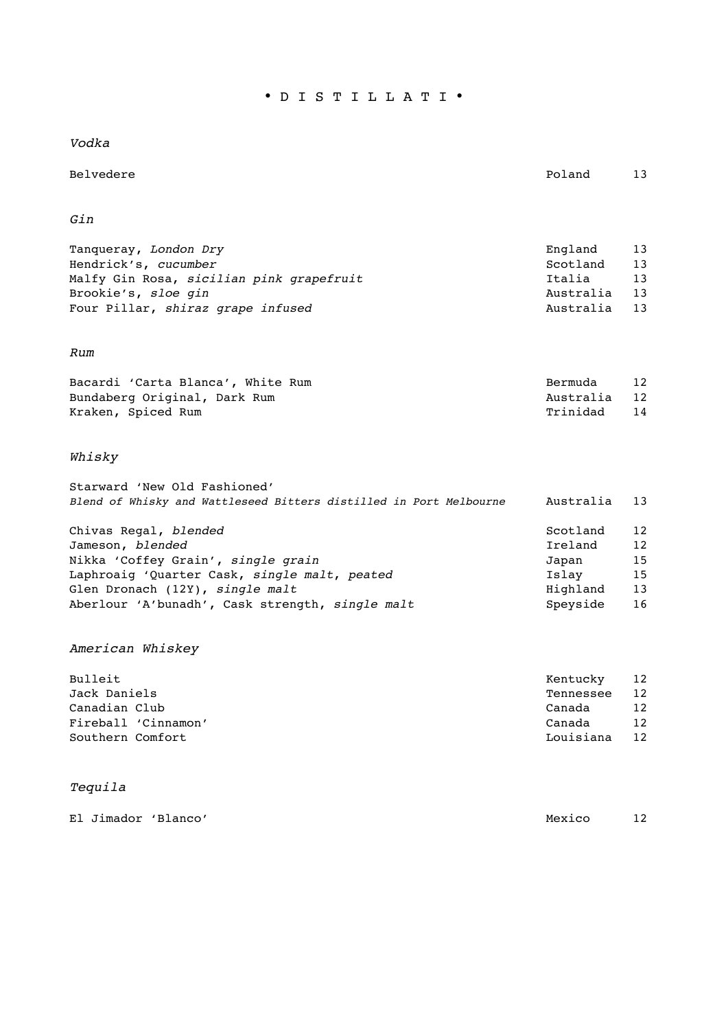# • D I S T I L L A T I •

## *Vodka*

| | | |
|---|---|---|
| Belvedere | Poland | 13 |

## *Gin*

| | | |
|---|---|---|
| Tanqueray, *London Dry* | England | 13 |
| Hendrick's, *cucumber* | Scotland | 13 |
| Malfy Gin Rosa, *sicilian pink grapefruit* | Italia | 13 |
| Brookie's, *sloe gin* | Australia | 13 |
| Four Pillar, *shiraz grape infused* | Australia | 13 |

## *Rum*

| | | |
|---|---|---|
| Bacardi 'Carta Blanca', White Rum | Bermuda | 12 |
| Bundaberg Original, Dark Rum | Australia | 12 |
| Kraken, Spiced Rum | Trinidad | 14 |

## *Whisky*

| | | |
|---|---|---|
| Starward 'New Old Fashioned'<br>*Blend of Whisky and Wattleseed Bitters distilled in Port Melbourne* | Australia | 13 |
| Chivas Regal, *blended* | Scotland | 12 |
| Jameson, *blended* | Ireland | 12 |
| Nikka 'Coffey Grain', *single grain* | Japan | 15 |
| Laphroaig 'Quarter Cask, *single malt, peated* | Islay | 15 |
| Glen Dronach (12Y), *single malt* | Highland | 13 |
| Aberlour 'A'bunadh', Cask strength, *single malt* | Speyside | 16 |

## *American Whiskey*

| | | |
|---|---|---|
| Bulleit | Kentucky | 12 |
| Jack Daniels | Tennessee | 12 |
| Canadian Club | Canada | 12 |
| Fireball 'Cinnamon' | Canada | 12 |
| Southern Comfort | Louisiana | 12 |

## *Tequila*

| | | |
|---|---|---|
| El Jimador 'Blanco' | Mexico | 12 |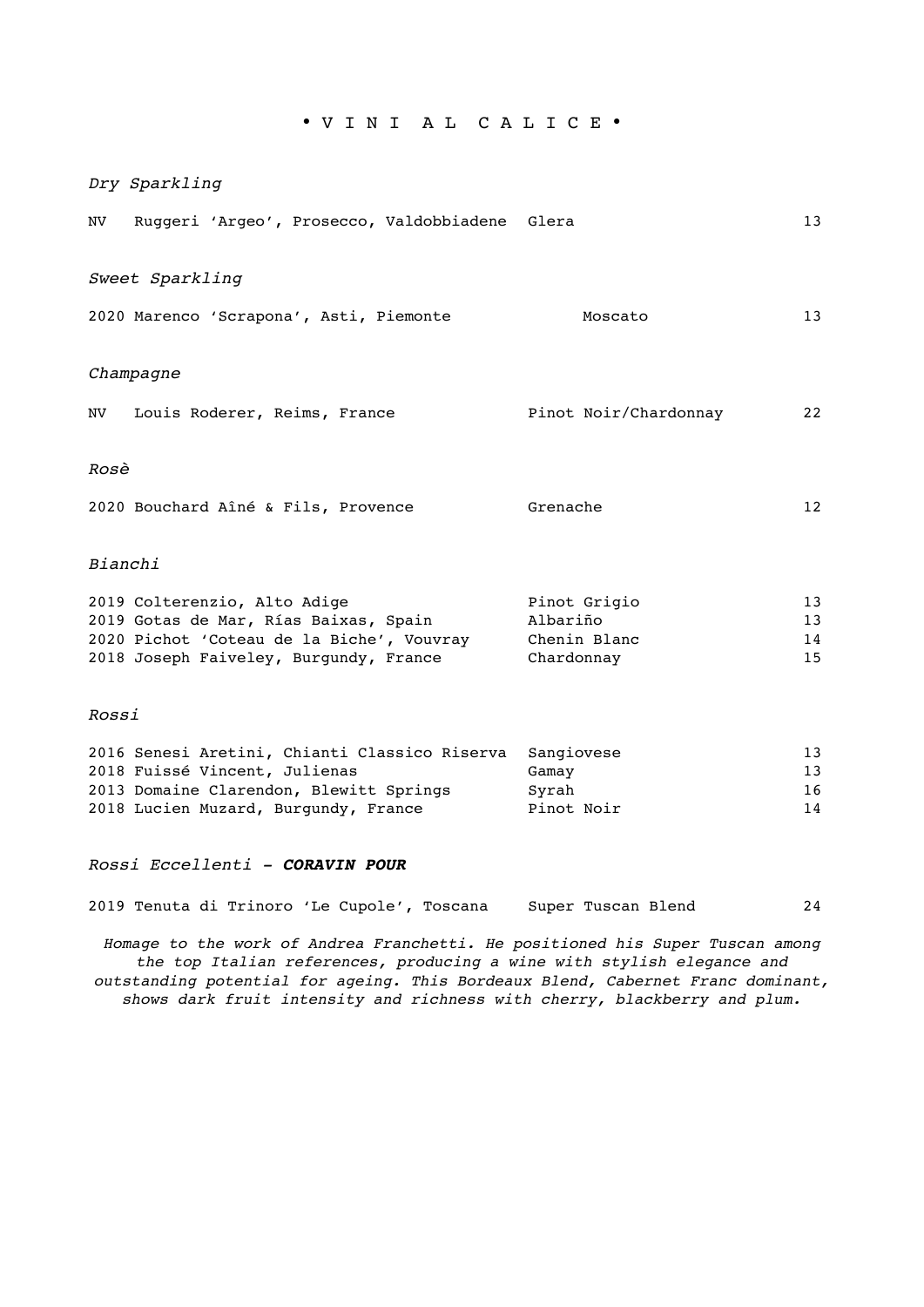# • V I N I A L C A L I C E •

*Dry Sparkling*

| | | | |
|---|---|---|---|
| NV | Ruggeri 'Argeo', Prosecco, Valdobbiadene | Glera | 13 |

*Sweet Sparkling*

| | | | |
|---|---|---|---|
| 2020 | Marenco 'Scrapona', Asti, Piemonte | Moscato | 13 |

*Champagne*

| | | | |
|---|---|---|---|
| NV | Louis Roderer, Reims, France | Pinot Noir/Chardonnay | 22 |

*Rosè*

| | | | |
|---|---|---|---|
| 2020 | Bouchard Aîné & Fils, Provence | Grenache | 12 |

*Bianchi*

| | | | |
|---|---|---|---|
| 2019 | Colterenzio, Alto Adige | Pinot Grigio | 13 |
| 2019 | Gotas de Mar, Rías Baixas, Spain | Albariño | 13 |
| 2020 | Pichot 'Coteau de la Biche', Vouvray | Chenin Blanc | 14 |
| 2018 | Joseph Faiveley, Burgundy, France | Chardonnay | 15 |

*Rossi*

| | | | |
|---|---|---|---|
| 2016 | Senesi Aretini, Chianti Classico Riserva | Sangiovese | 13 |
| 2018 | Fuissé Vincent, Julienas | Gamay | 13 |
| 2013 | Domaine Clarendon, Blewitt Springs | Syrah | 16 |
| 2018 | Lucien Muzard, Burgundy, France | Pinot Noir | 14 |

*Rossi Eccellenti - **CORAVIN POUR***

| | | | |
|---|---|---|---|
| 2019 | Tenuta di Trinoro 'Le Cupole', Toscana | Super Tuscan Blend | 24 |

*Homage to the work of Andrea Franchetti. He positioned his Super Tuscan among the top Italian references, producing a wine with stylish elegance and outstanding potential for ageing. This Bordeaux Blend, Cabernet Franc dominant, shows dark fruit intensity and richness with cherry, blackberry and plum.*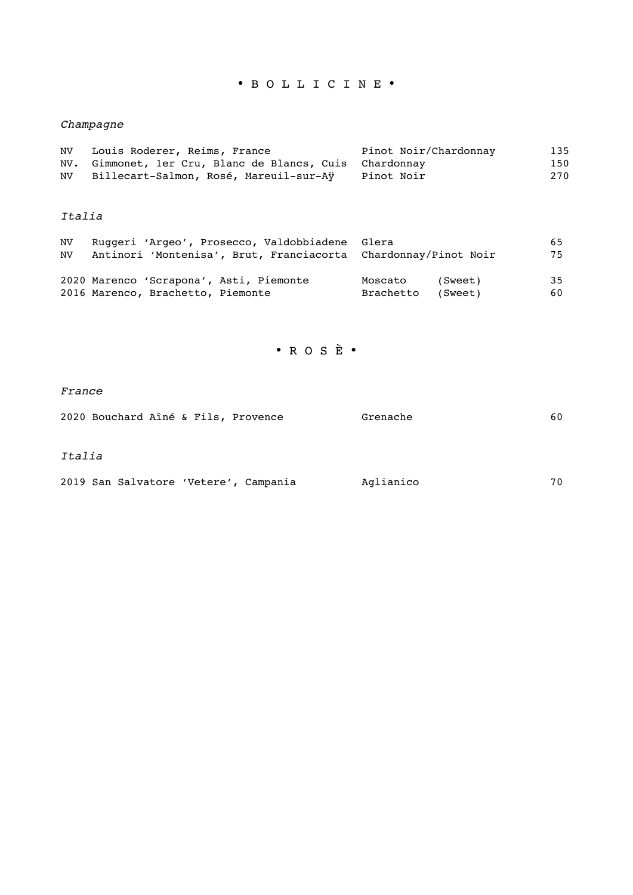# • B O L L I C I N E •

*Champagne*

| | | | |
|---|---|---|---|
| NV | Louis Roderer, Reims, France | Pinot Noir/Chardonnay | 135 |
| NV. | Gimmonet, 1er Cru, Blanc de Blancs, Cuis | Chardonnay | 150 |
| NV | Billecart-Salmon, Rosé, Mareuil-sur-Aÿ | Pinot Noir | 270 |

*Italia*

| | | | |
|---|---|---|---|
| NV | Ruggeri 'Argeo', Prosecco, Valdobbiadene | Glera | 65 |
| NV | Antinori 'Montenisa', Brut, Franciacorta | Chardonnay/Pinot Noir | 75 |
| 2020 | Marenco 'Scrapona', Asti, Piemonte | Moscato (Sweet) | 35 |
| 2016 | Marenco, Brachetto, Piemonte | Brachetto (Sweet) | 60 |

# • R O S È •

*France*

| | | | |
|---|---|---|---|
| 2020 | Bouchard Aîné & Fils, Provence | Grenache | 60 |

*Italia*

| | | | |
|---|---|---|---|
| 2019 | San Salvatore 'Vetere', Campania | Aglianico | 70 |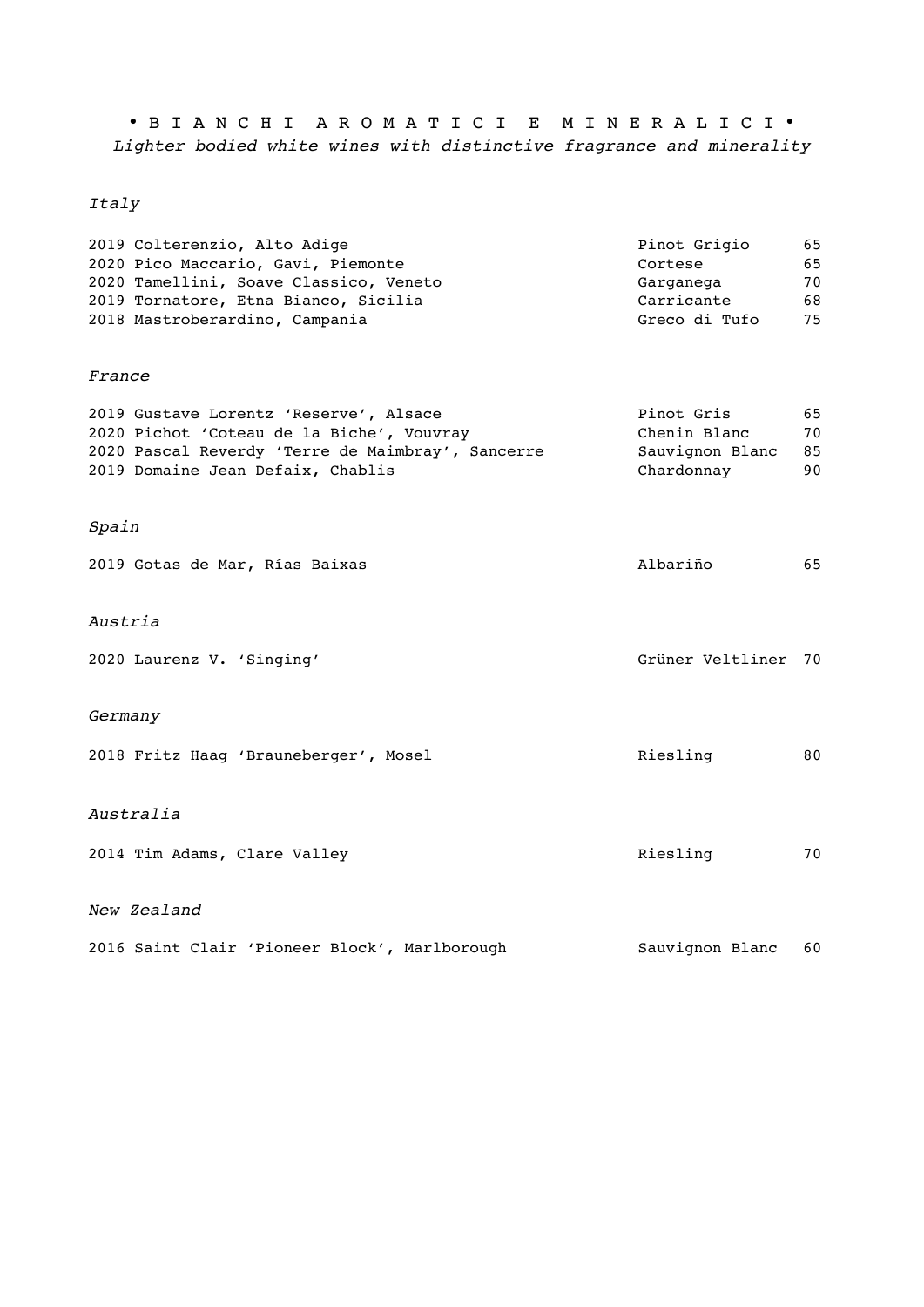# • B I A N C H I A R O M A T I C I E M I N E R A L I C I •

*Lighter bodied white wines with distinctive fragrance and minerality*

## *Italy*

| | | |
|---|---|---|
| 2019 Colterenzio, Alto Adige | Pinot Grigio | 65 |
| 2020 Pico Maccario, Gavi, Piemonte | Cortese | 65 |
| 2020 Tamellini, Soave Classico, Veneto | Garganega | 70 |
| 2019 Tornatore, Etna Bianco, Sicilia | Carricante | 68 |
| 2018 Mastroberardino, Campania | Greco di Tufo | 75 |

## *France*

| | | |
|---|---|---|
| 2019 Gustave Lorentz 'Reserve', Alsace | Pinot Gris | 65 |
| 2020 Pichot 'Coteau de la Biche', Vouvray | Chenin Blanc | 70 |
| 2020 Pascal Reverdy 'Terre de Maimbray', Sancerre | Sauvignon Blanc | 85 |
| 2019 Domaine Jean Defaix, Chablis | Chardonnay | 90 |

## *Spain*

| | | |
|---|---|---|
| 2019 Gotas de Mar, Rías Baixas | Albariño | 65 |

## *Austria*

| | | |
|---|---|---|
| 2020 Laurenz V. 'Singing' | Grüner Veltliner | 70 |

## *Germany*

| | | |
|---|---|---|
| 2018 Fritz Haag 'Brauneberger', Mosel | Riesling | 80 |

## *Australia*

| | | |
|---|---|---|
| 2014 Tim Adams, Clare Valley | Riesling | 70 |

## *New Zealand*

| | | |
|---|---|---|
| 2016 Saint Clair 'Pioneer Block', Marlborough | Sauvignon Blanc | 60 |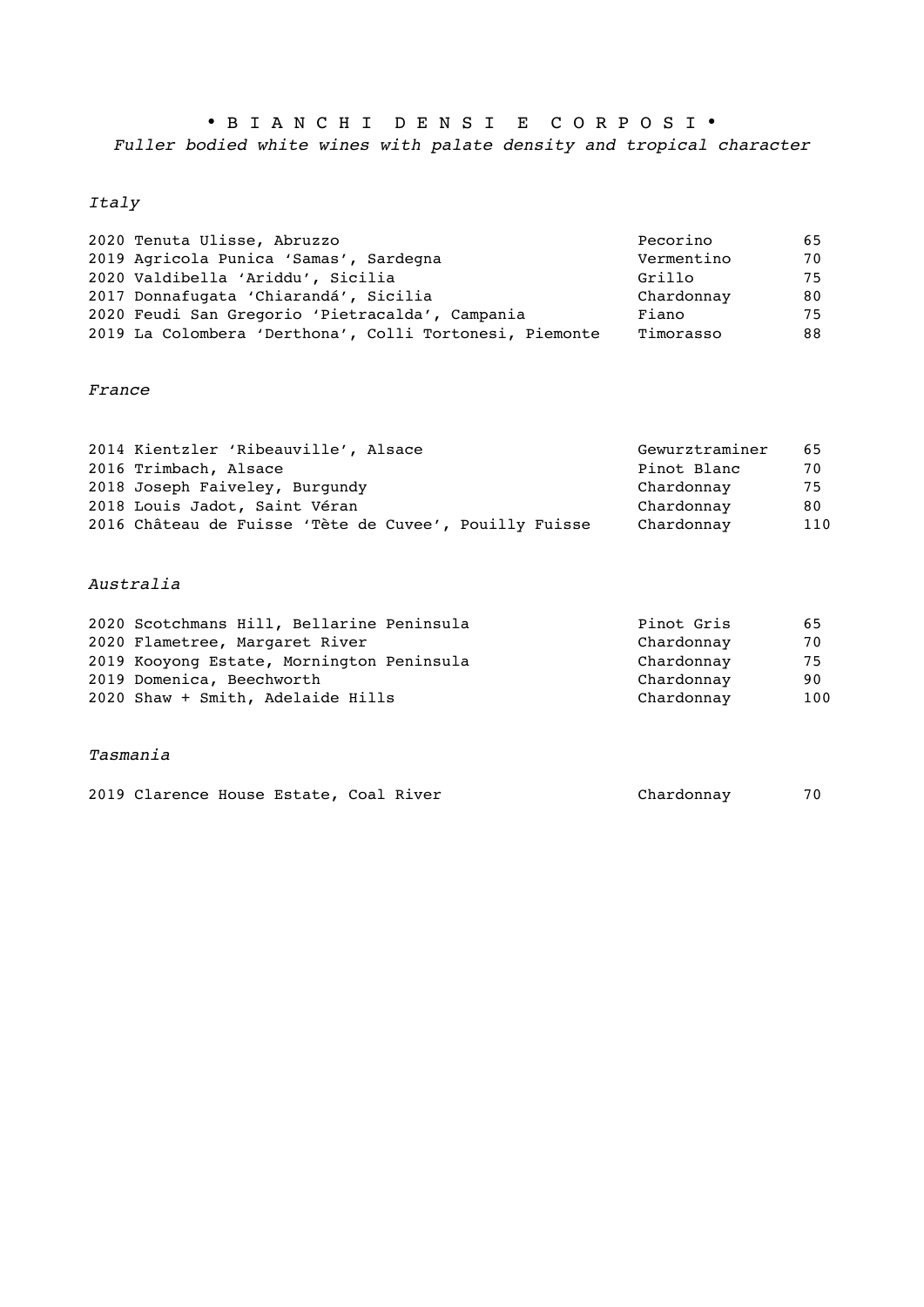# • B I A N C H I D E N S I E C O R P O S I •

*Fuller bodied white wines with palate density and tropical character*

## *Italy*

| Wine | Grape | Price |
|---|---|---|
| 2020 Tenuta Ulisse, Abruzzo | Pecorino | 65 |
| 2019 Agricola Punica 'Samas', Sardegna | Vermentino | 70 |
| 2020 Valdibella 'Ariddu', Sicilia | Grillo | 75 |
| 2017 Donnafugata 'Chiarandá', Sicilia | Chardonnay | 80 |
| 2020 Feudi San Gregorio 'Pietracalda', Campania | Fiano | 75 |
| 2019 La Colombera 'Derthona', Colli Tortonesi, Piemonte | Timorasso | 88 |

## *France*

| Wine | Grape | Price |
|---|---|---|
| 2014 Kientzler 'Ribeauville', Alsace | Gewurztraminer | 65 |
| 2016 Trimbach, Alsace | Pinot Blanc | 70 |
| 2018 Joseph Faiveley, Burgundy | Chardonnay | 75 |
| 2018 Louis Jadot, Saint Véran | Chardonnay | 80 |
| 2016 Château de Fuisse 'Tète de Cuvee', Pouilly Fuisse | Chardonnay | 110 |

## *Australia*

| Wine | Grape | Price |
|---|---|---|
| 2020 Scotchmans Hill, Bellarine Peninsula | Pinot Gris | 65 |
| 2020 Flametree, Margaret River | Chardonnay | 70 |
| 2019 Kooyong Estate, Mornington Peninsula | Chardonnay | 75 |
| 2019 Domenica, Beechworth | Chardonnay | 90 |
| 2020 Shaw + Smith, Adelaide Hills | Chardonnay | 100 |

## *Tasmania*

| Wine | Grape | Price |
|---|---|---|
| 2019 Clarence House Estate, Coal River | Chardonnay | 70 |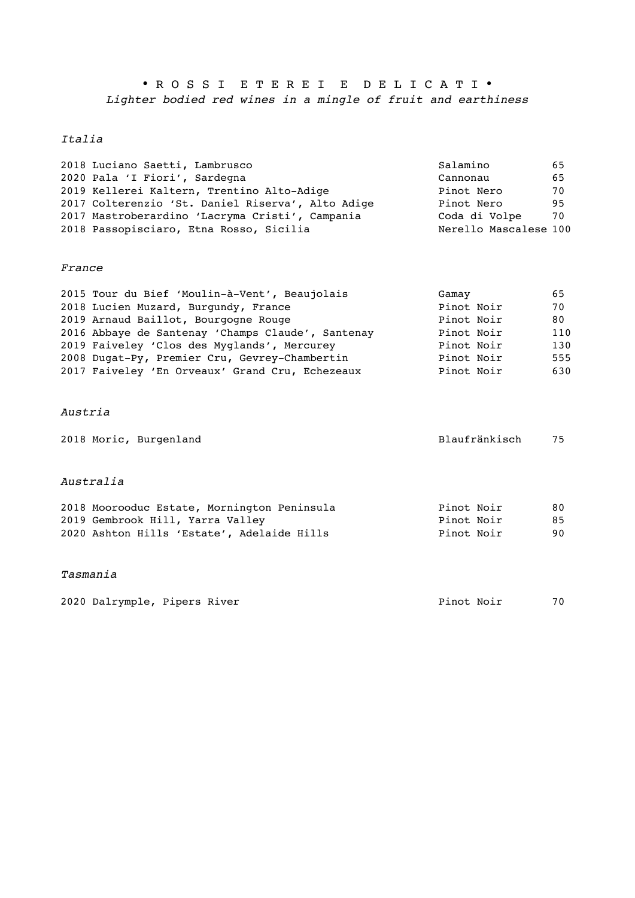# • R O S S I   E T E R E I   E   D E L I C A T I •

*Lighter bodied red wines in a mingle of fruit and earthiness*

*Italia*

| Wine | Grape | Price |
|---|---|---|
| 2018 Luciano Saetti, Lambrusco | Salamino | 65 |
| 2020 Pala 'I Fiori', Sardegna | Cannonau | 65 |
| 2019 Kellerei Kaltern, Trentino Alto-Adige | Pinot Nero | 70 |
| 2017 Colterenzio 'St. Daniel Riserva', Alto Adige | Pinot Nero | 95 |
| 2017 Mastroberardino 'Lacryma Cristi', Campania | Coda di Volpe | 70 |
| 2018 Passopisciaro, Etna Rosso, Sicilia | Nerello Mascalese | 100 |

*France*

| Wine | Grape | Price |
|---|---|---|
| 2015 Tour du Bief 'Moulin-à-Vent', Beaujolais | Gamay | 65 |
| 2018 Lucien Muzard, Burgundy, France | Pinot Noir | 70 |
| 2019 Arnaud Baillot, Bourgogne Rouge | Pinot Noir | 80 |
| 2016 Abbaye de Santenay 'Champs Claude', Santenay | Pinot Noir | 110 |
| 2019 Faiveley 'Clos des Myglands', Mercurey | Pinot Noir | 130 |
| 2008 Dugat-Py, Premier Cru, Gevrey-Chambertin | Pinot Noir | 555 |
| 2017 Faiveley 'En Orveaux' Grand Cru, Echezeaux | Pinot Noir | 630 |

*Austria*

| Wine | Grape | Price |
|---|---|---|
| 2018 Moric, Burgenland | Blaufränkisch | 75 |

*Australia*

| Wine | Grape | Price |
|---|---|---|
| 2018 Moorooduc Estate, Mornington Peninsula | Pinot Noir | 80 |
| 2019 Gembrook Hill, Yarra Valley | Pinot Noir | 85 |
| 2020 Ashton Hills 'Estate', Adelaide Hills | Pinot Noir | 90 |

*Tasmania*

| Wine | Grape | Price |
|---|---|---|
| 2020 Dalrymple, Pipers River | Pinot Noir | 70 |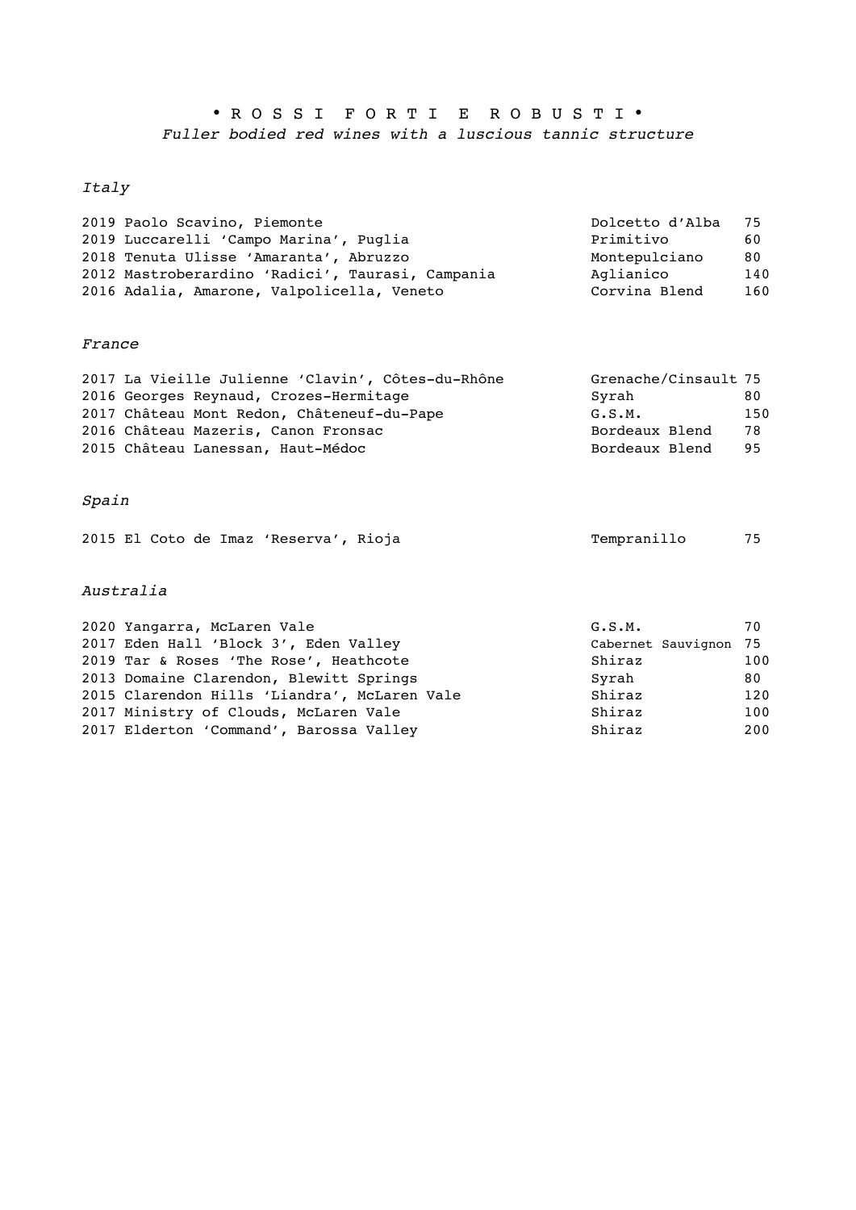# • ROSSI FORTI E ROBUSTI •

*Fuller bodied red wines with a luscious tannic structure*

## *Italy*

| Wine | Variety | Price |
| --- | --- | --- |
| 2019 Paolo Scavino, Piemonte | Dolcetto d'Alba | 75 |
| 2019 Luccarelli 'Campo Marina', Puglia | Primitivo | 60 |
| 2018 Tenuta Ulisse 'Amaranta', Abruzzo | Montepulciano | 80 |
| 2012 Mastroberardino 'Radici', Taurasi, Campania | Aglianico | 140 |
| 2016 Adalia, Amarone, Valpolicella, Veneto | Corvina Blend | 160 |

## *France*

| Wine | Variety | Price |
| --- | --- | --- |
| 2017 La Vieille Julienne 'Clavin', Côtes-du-Rhône | Grenache/Cinsault | 75 |
| 2016 Georges Reynaud, Crozes-Hermitage | Syrah | 80 |
| 2017 Château Mont Redon, Châteneuf-du-Pape | G.S.M. | 150 |
| 2016 Château Mazeris, Canon Fronsac | Bordeaux Blend | 78 |
| 2015 Château Lanessan, Haut-Médoc | Bordeaux Blend | 95 |

## *Spain*

| Wine | Variety | Price |
| --- | --- | --- |
| 2015 El Coto de Imaz 'Reserva', Rioja | Tempranillo | 75 |

## *Australia*

| Wine | Variety | Price |
| --- | --- | --- |
| 2020 Yangarra, McLaren Vale | G.S.M. | 70 |
| 2017 Eden Hall 'Block 3', Eden Valley | Cabernet Sauvignon | 75 |
| 2019 Tar & Roses 'The Rose', Heathcote | Shiraz | 100 |
| 2013 Domaine Clarendon, Blewitt Springs | Syrah | 80 |
| 2015 Clarendon Hills 'Liandra', McLaren Vale | Shiraz | 120 |
| 2017 Ministry of Clouds, McLaren Vale | Shiraz | 100 |
| 2017 Elderton 'Command', Barossa Valley | Shiraz | 200 |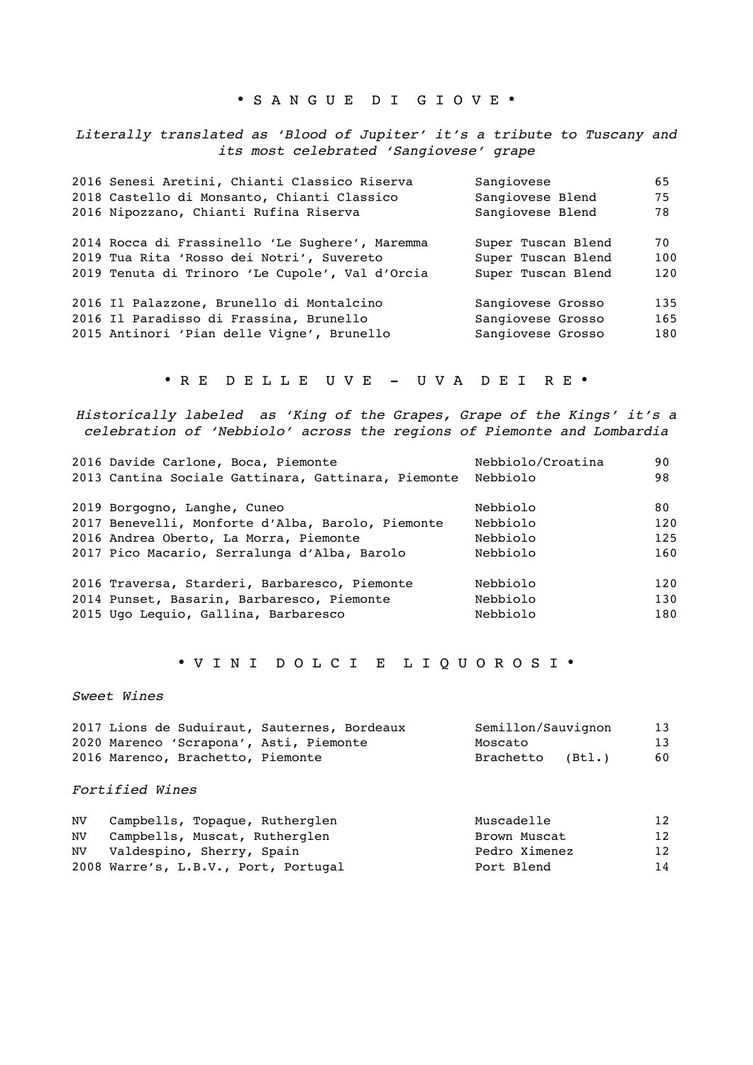## • S A N G U E   D I   G I O V E •

*Literally translated as 'Blood of Jupiter' it's a tribute to Tuscany and its most celebrated 'Sangiovese' grape*

| | | |
|---|---|---|
| 2016 Senesi Aretini, Chianti Classico Riserva | Sangiovese | 65 |
| 2018 Castello di Monsanto, Chianti Classico | Sangiovese Blend | 75 |
| 2016 Nipozzano, Chianti Rufina Riserva | Sangiovese Blend | 78 |
| 2014 Rocca di Frassinello 'Le Sughere', Maremma | Super Tuscan Blend | 70 |
| 2019 Tua Rita 'Rosso dei Notri', Suvereto | Super Tuscan Blend | 100 |
| 2019 Tenuta di Trinoro 'Le Cupole', Val d'Orcia | Super Tuscan Blend | 120 |
| 2016 Il Palazzone, Brunello di Montalcino | Sangiovese Grosso | 135 |
| 2016 Il Paradisso di Frassina, Brunello | Sangiovese Grosso | 165 |
| 2015 Antinori 'Pian delle Vigne', Brunello | Sangiovese Grosso | 180 |

## • R E   D E L L E   U V E  –  U V A   D E I   R E •

*Historically labeled as 'King of the Grapes, Grape of the Kings' it's a celebration of 'Nebbiolo' across the regions of Piemonte and Lombardia*

| | | |
|---|---|---|
| 2016 Davide Carlone, Boca, Piemonte | Nebbiolo/Croatina | 90 |
| 2013 Cantina Sociale Gattinara, Gattinara, Piemonte | Nebbiolo | 98 |
| 2019 Borgogno, Langhe, Cuneo | Nebbiolo | 80 |
| 2017 Benevelli, Monforte d'Alba, Barolo, Piemonte | Nebbiolo | 120 |
| 2016 Andrea Oberto, La Morra, Piemonte | Nebbiolo | 125 |
| 2017 Pico Macario, Serralunga d'Alba, Barolo | Nebbiolo | 160 |
| 2016 Traversa, Starderi, Barbaresco, Piemonte | Nebbiolo | 120 |
| 2014 Punset, Basarin, Barbaresco, Piemonte | Nebbiolo | 130 |
| 2015 Ugo Lequio, Gallina, Barbaresco | Nebbiolo | 180 |

## • V I N I   D O L C I   E   L I Q U O R O S I •

*Sweet Wines*

| | | |
|---|---|---|
| 2017 Lions de Suduiraut, Sauternes, Bordeaux | Semillon/Sauvignon | 13 |
| 2020 Marenco 'Scrapona', Asti, Piemonte | Moscato | 13 |
| 2016 Marenco, Brachetto, Piemonte | Brachetto (Btl.) | 60 |

*Fortified Wines*

| | | |
|---|---|---|
| NV Campbells, Topaque, Rutherglen | Muscadelle | 12 |
| NV Campbells, Muscat, Rutherglen | Brown Muscat | 12 |
| NV Valdespino, Sherry, Spain | Pedro Ximenez | 12 |
| 2008 Warre's, L.B.V., Port, Portugal | Port Blend | 14 |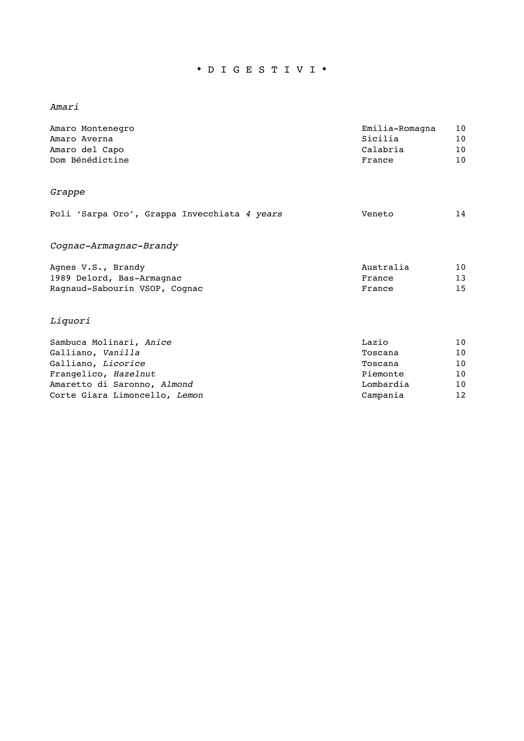# • D I G E S T I V I •

*Amari*

| | | |
|---|---|---|
| Amaro Montenegro | Emilia-Romagna | 10 |
| Amaro Averna | Sicilia | 10 |
| Amaro del Capo | Calabria | 10 |
| Dom Bénédictine | France | 10 |

*Grappe*

| | | |
|---|---|---|
| Poli 'Sarpa Oro', Grappa Invecchiata *4 years* | Veneto | 14 |

*Cognac-Armagnac-Brandy*

| | | |
|---|---|---|
| Agnes V.S., Brandy | Australia | 10 |
| 1989 Delord, Bas-Armagnac | France | 13 |
| Ragnaud-Sabourin VSOP, Cognac | France | 15 |

*Liquori*

| | | |
|---|---|---|
| Sambuca Molinari, *Anice* | Lazio | 10 |
| Galliano, *Vanilla* | Toscana | 10 |
| Galliano, *Licorice* | Toscana | 10 |
| Frangelico, *Hazelnut* | Piemonte | 10 |
| Amaretto di Saronno, *Almond* | Lombardia | 10 |
| Corte Giara Limoncello, *Lemon* | Campania | 12 |